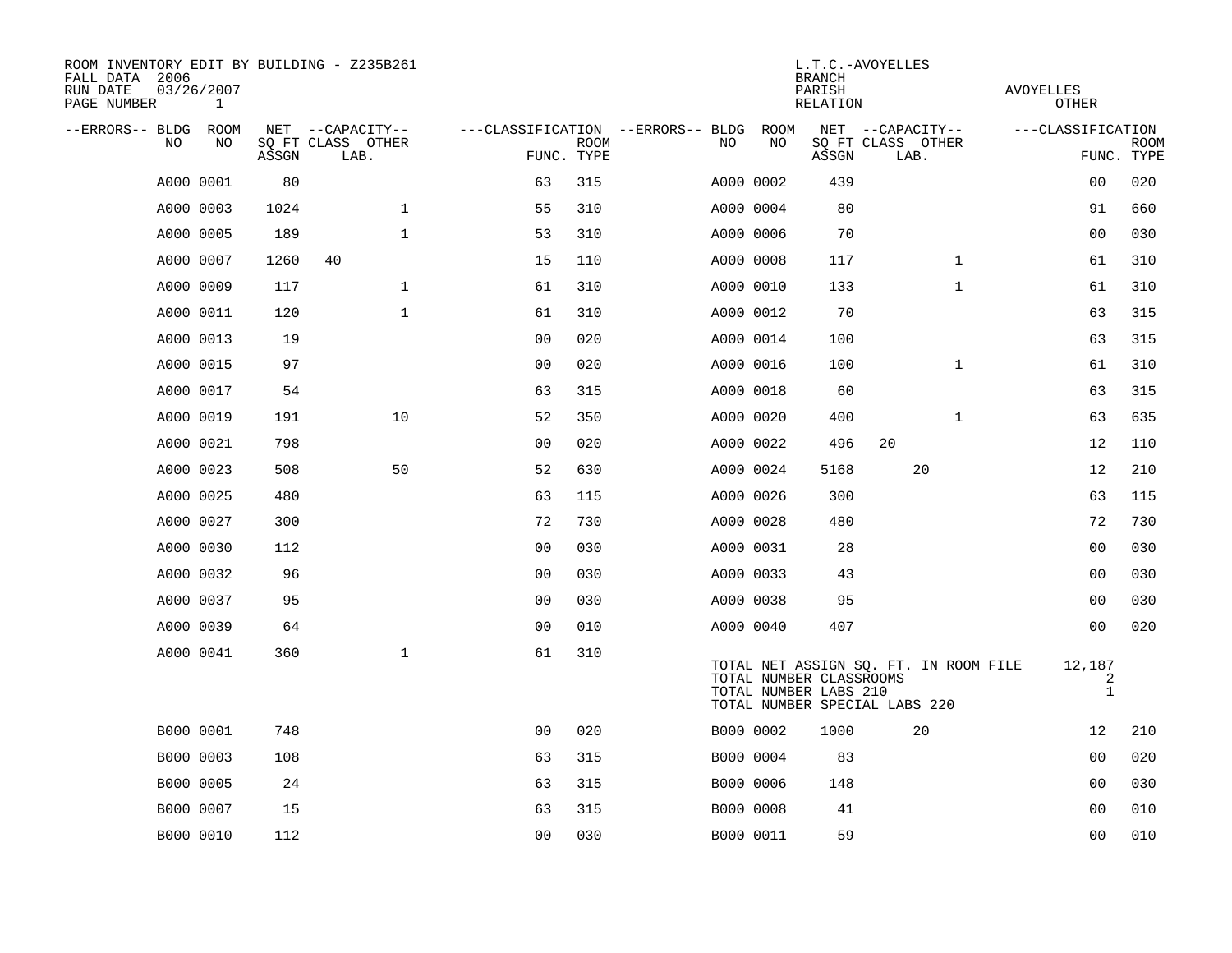ROOM INVENTORY EDIT BY BUILDING - Z235B261
FALL DATA 2006
RUN DATE 03/26/2007
PAGE NUMBER 1

L.T.C.-AVOYELLES
BRANCH
PARISH AVOYELLES
RELATION OTHER

| --ERRORS-- | BLDG NO | ROOM NO | NET SQ FT ASSGN | --CAPACITY-- CLASS | OTHER LAB. | ---CLASSIFICATION FUNC. | ROOM TYPE | --ERRORS-- | BLDG NO | ROOM NO | NET SQ FT ASSGN | --CAPACITY-- CLASS | OTHER LAB. | ---CLASSIFICATION FUNC. | ROOM TYPE |
|---|---|---|---|---|---|---|---|---|---|---|---|---|---|---|---|
| | A000 | 0001 | 80 | | | 63 | 315 | | A000 | 0002 | 439 | | | 00 | 020 |
| | A000 | 0003 | 1024 | | 1 | 55 | 310 | | A000 | 0004 | 80 | | | 91 | 660 |
| | A000 | 0005 | 189 | | 1 | 53 | 310 | | A000 | 0006 | 70 | | | 00 | 030 |
| | A000 | 0007 | 1260 | 40 | | 15 | 110 | | A000 | 0008 | 117 | | 1 | 61 | 310 |
| | A000 | 0009 | 117 | | 1 | 61 | 310 | | A000 | 0010 | 133 | | 1 | 61 | 310 |
| | A000 | 0011 | 120 | | 1 | 61 | 310 | | A000 | 0012 | 70 | | | 63 | 315 |
| | A000 | 0013 | 19 | | | 00 | 020 | | A000 | 0014 | 100 | | | 63 | 315 |
| | A000 | 0015 | 97 | | | 00 | 020 | | A000 | 0016 | 100 | | 1 | 61 | 310 |
| | A000 | 0017 | 54 | | | 63 | 315 | | A000 | 0018 | 60 | | | 63 | 315 |
| | A000 | 0019 | 191 | | 10 | 52 | 350 | | A000 | 0020 | 400 | | 1 | 63 | 635 |
| | A000 | 0021 | 798 | | | 00 | 020 | | A000 | 0022 | 496 | 20 | | 12 | 110 |
| | A000 | 0023 | 508 | | 50 | 52 | 630 | | A000 | 0024 | 5168 | 20 | | 12 | 210 |
| | A000 | 0025 | 480 | | | 63 | 115 | | A000 | 0026 | 300 | | | 63 | 115 |
| | A000 | 0027 | 300 | | | 72 | 730 | | A000 | 0028 | 480 | | | 72 | 730 |
| | A000 | 0030 | 112 | | | 00 | 030 | | A000 | 0031 | 28 | | | 00 | 030 |
| | A000 | 0032 | 96 | | | 00 | 030 | | A000 | 0033 | 43 | | | 00 | 030 |
| | A000 | 0037 | 95 | | | 00 | 030 | | A000 | 0038 | 95 | | | 00 | 030 |
| | A000 | 0039 | 64 | | | 00 | 010 | | A000 | 0040 | 407 | | | 00 | 020 |
| | A000 | 0041 | 360 | | 1 | 61 | 310 | | | | | | | | |

TOTAL NET ASSIGN SQ. FT. IN ROOM FILE 12,187
TOTAL NUMBER CLASSROOMS 2
TOTAL NUMBER LABS 210 1
TOTAL NUMBER SPECIAL LABS 220

| --ERRORS-- | BLDG NO | ROOM NO | NET SQ FT ASSGN | --CAPACITY-- CLASS | OTHER LAB. | ---CLASSIFICATION FUNC. | ROOM TYPE | --ERRORS-- | BLDG NO | ROOM NO | NET SQ FT ASSGN | --CAPACITY-- CLASS | OTHER LAB. | ---CLASSIFICATION FUNC. | ROOM TYPE |
|---|---|---|---|---|---|---|---|---|---|---|---|---|---|---|---|
| | B000 | 0001 | 748 | | | 00 | 020 | | B000 | 0002 | 1000 | 20 | | 12 | 210 |
| | B000 | 0003 | 108 | | | 63 | 315 | | B000 | 0004 | 83 | | | 00 | 020 |
| | B000 | 0005 | 24 | | | 63 | 315 | | B000 | 0006 | 148 | | | 00 | 030 |
| | B000 | 0007 | 15 | | | 63 | 315 | | B000 | 0008 | 41 | | | 00 | 010 |
| | B000 | 0010 | 112 | | | 00 | 030 | | B000 | 0011 | 59 | | | 00 | 010 |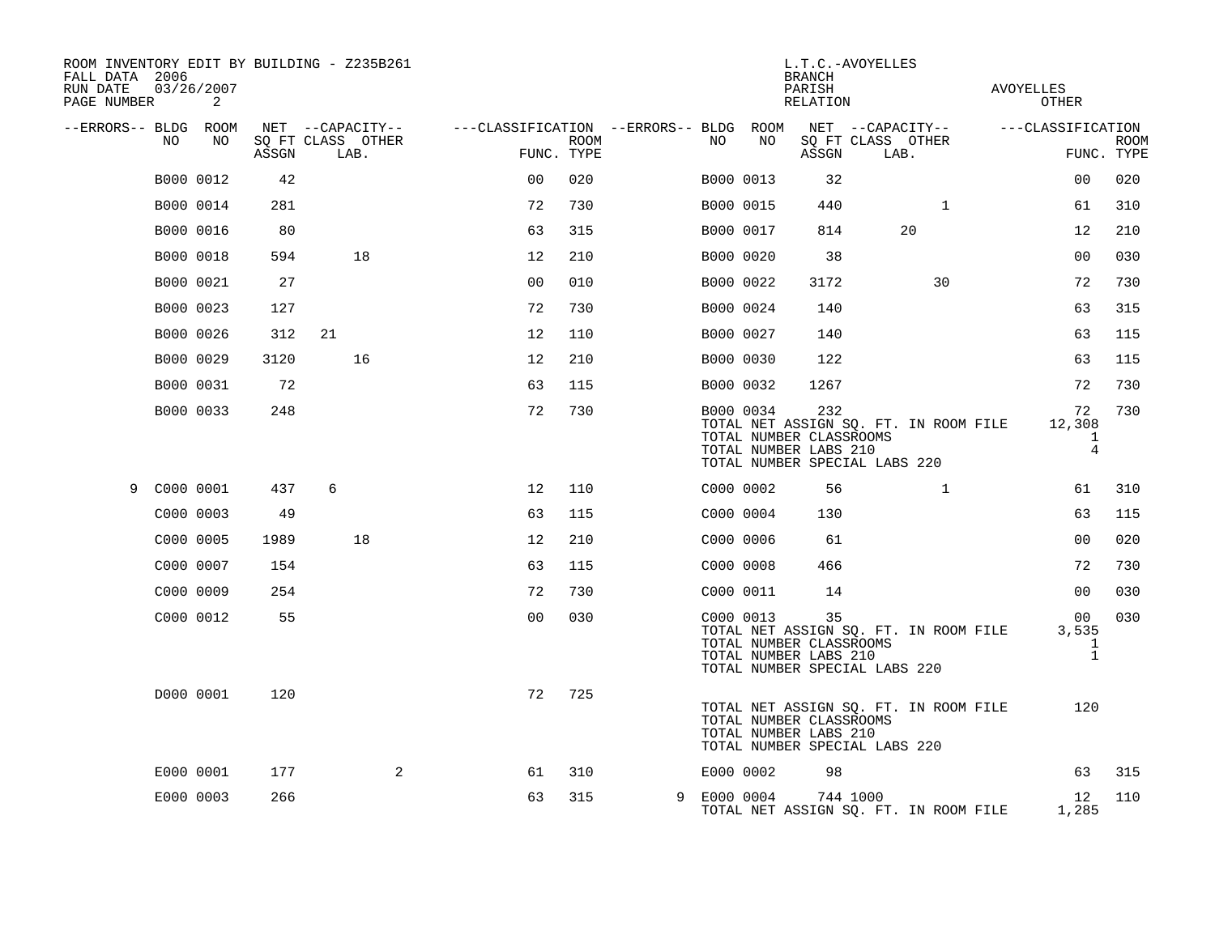ROOM INVENTORY EDIT BY BUILDING - Z235B261
FALL DATA 2006
RUN DATE 03/26/2007

L.T.C.-AVOYELLES
BRANCH
PARISH AVOYELLES
RELATION OTHER

| --ERRORS-- | BLDG NO | ROOM NO | NET SQ FT ASSGN | CAPACITY CLASS | CAPACITY OTHER LAB. | FUNC. | ROOM TYPE | --ERRORS-- | BLDG NO | ROOM NO | NET SQ FT ASSGN | CAPACITY CLASS | CAPACITY OTHER LAB. | FUNC. | ROOM TYPE |
|---|---|---|---|---|---|---|---|---|---|---|---|---|---|---|---|
| | B000 | 0012 | 42 | | | 00 | 020 | | B000 | 0013 | 32 | | | 00 | 020 |
| | B000 | 0014 | 281 | | | 72 | 730 | | B000 | 0015 | 440 | | 1 | 61 | 310 |
| | B000 | 0016 | 80 | | | 63 | 315 | | B000 | 0017 | 814 | 20 | | 12 | 210 |
| | B000 | 0018 | 594 | | 18 | 12 | 210 | | B000 | 0020 | 38 | | | 00 | 030 |
| | B000 | 0021 | 27 | | | 00 | 010 | | B000 | 0022 | 3172 | | 30 | 72 | 730 |
| | B000 | 0023 | 127 | | | 72 | 730 | | B000 | 0024 | 140 | | | 63 | 315 |
| | B000 | 0026 | 312 | 21 | | 12 | 110 | | B000 | 0027 | 140 | | | 63 | 115 |
| | B000 | 0029 | 3120 | | 16 | 12 | 210 | | B000 | 0030 | 122 | | | 63 | 115 |
| | B000 | 0031 | 72 | | | 63 | 115 | | B000 | 0032 | 1267 | | | 72 | 730 |
| | B000 | 0033 | 248 | | | 72 | 730 | | B000 | 0034 | 232 | | | 72 | 730 |
| | | | | | | | | | TOTAL NET ASSIGN SQ. FT. IN ROOM FILE | | | | | 12,308 | |
| | | | | | | | | | TOTAL NUMBER CLASSROOMS | | | | | 1 | |
| | | | | | | | | | TOTAL NUMBER LABS 210 | | | | | 4 | |
| | | | | | | | | | TOTAL NUMBER SPECIAL LABS 220 | | | | | | |
| 9 | C000 | 0001 | 437 | 6 | | 12 | 110 | | C000 | 0002 | 56 | | 1 | 61 | 310 |
| | C000 | 0003 | 49 | | | 63 | 115 | | C000 | 0004 | 130 | | | 63 | 115 |
| | C000 | 0005 | 1989 | | 18 | 12 | 210 | | C000 | 0006 | 61 | | | 00 | 020 |
| | C000 | 0007 | 154 | | | 63 | 115 | | C000 | 0008 | 466 | | | 72 | 730 |
| | C000 | 0009 | 254 | | | 72 | 730 | | C000 | 0011 | 14 | | | 00 | 030 |
| | C000 | 0012 | 55 | | | 00 | 030 | | C000 | 0013 | 35 | | | 00 | 030 |
| | | | | | | | | | TOTAL NET ASSIGN SQ. FT. IN ROOM FILE | | | | | 3,535 | |
| | | | | | | | | | TOTAL NUMBER CLASSROOMS | | | | | 1 | |
| | | | | | | | | | TOTAL NUMBER LABS 210 | | | | | 1 | |
| | | | | | | | | | TOTAL NUMBER SPECIAL LABS 220 | | | | | | |
| | D000 | 0001 | 120 | | | 72 | 725 | | | | | | | | |
| | | | | | | | | | TOTAL NET ASSIGN SQ. FT. IN ROOM FILE | | | | | 120 | |
| | | | | | | | | | TOTAL NUMBER CLASSROOMS | | | | | | |
| | | | | | | | | | TOTAL NUMBER LABS 210 | | | | | | |
| | | | | | | | | | TOTAL NUMBER SPECIAL LABS 220 | | | | | | |
| | E000 | 0001 | 177 | | 2 | 61 | 310 | | E000 | 0002 | 98 | | | 63 | 315 |
| | E000 | 0003 | 266 | | | 63 | 315 | 9 | E000 | 0004 | 744 | 1000 | | 12 | 110 |
| | | | | | | | | | TOTAL NET ASSIGN SQ. FT. IN ROOM FILE | | | | | 1,285 | |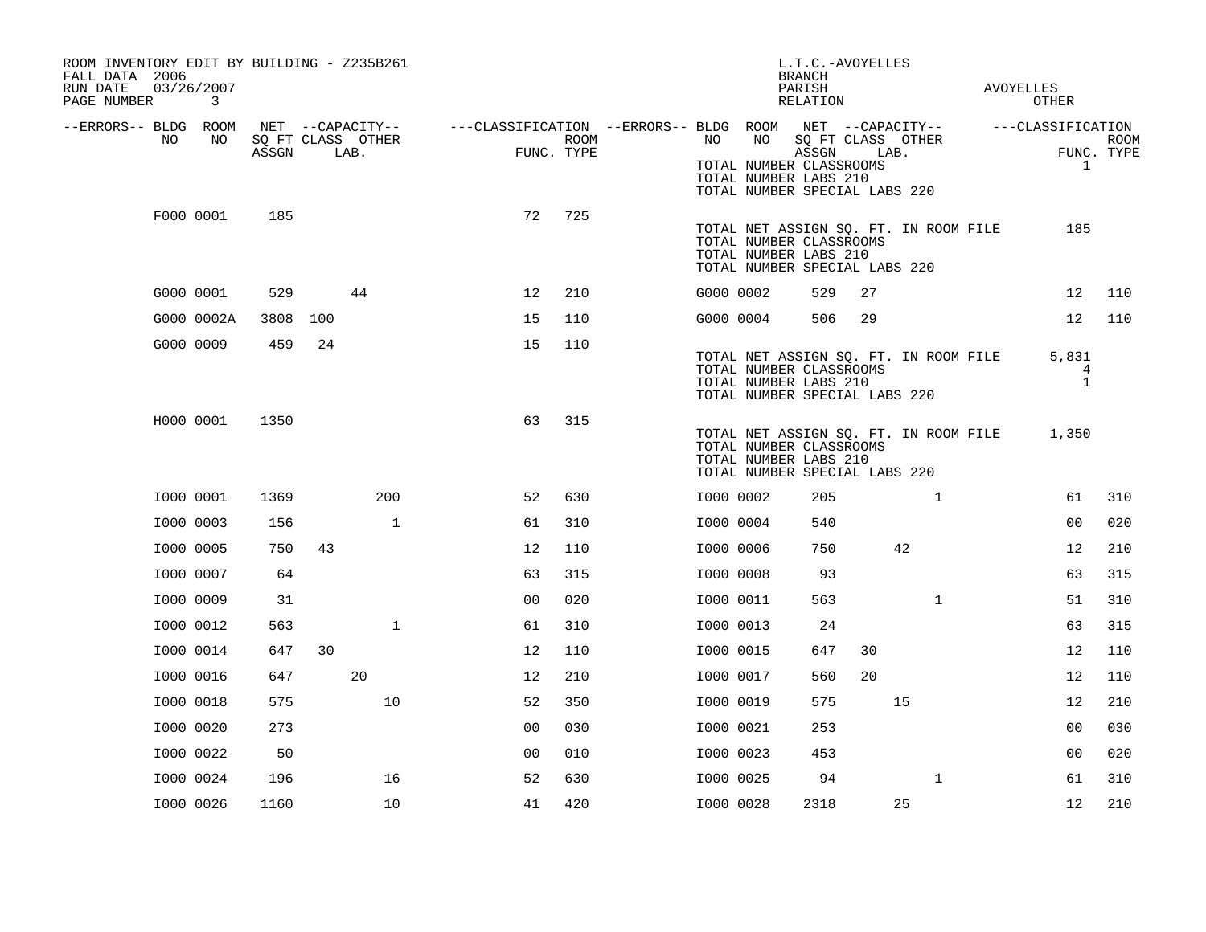ROOM INVENTORY EDIT BY BUILDING - Z235B261
FALL DATA 2006
RUN DATE 03/26/2007

L.T.C.-AVOYELLES
BRANCH
PARISH AVOYELLES
RELATION OTHER

| --ERRORS-- | BLDG NO | ROOM NO | NET SQ FT ASSGN | CAPACITY CLASS | CAPACITY LAB. | CAPACITY OTHER | CLASSIFICATION FUNC. | ROOM TYPE | --ERRORS-- | BLDG NO | ROOM NO | NET SQ FT ASSGN | CAPACITY CLASS | CAPACITY LAB. | CAPACITY OTHER | CLASSIFICATION FUNC. | ROOM TYPE |
|---|---|---|---|---|---|---|---|---|---|---|---|---|---|---|---|---|---|
| | | | | | | | | | | TOTAL NUMBER CLASSROOMS | | | | | | 1 | |
| | | | | | | | | | | TOTAL NUMBER LABS 210 | | | | | | | |
| | | | | | | | | | | TOTAL NUMBER SPECIAL LABS 220 | | | | | | | |
| | F000 | 0001 | 185 | | | | 72 | 725 | | | | | | | | | |
| | | | | | | | | | | TOTAL NET ASSIGN SQ. FT. IN ROOM FILE | | | | | | 185 | |
| | | | | | | | | | | TOTAL NUMBER CLASSROOMS | | | | | | | |
| | | | | | | | | | | TOTAL NUMBER LABS 210 | | | | | | | |
| | | | | | | | | | | TOTAL NUMBER SPECIAL LABS 220 | | | | | | | |
| | G000 | 0001 | 529 | | 44 | | 12 | 210 | | G000 | 0002 | 529 | 27 | | | 12 | 110 |
| | G000 | 0002A | 3808 | 100 | | | 15 | 110 | | G000 | 0004 | 506 | 29 | | | 12 | 110 |
| | G000 | 0009 | 459 | 24 | | | 15 | 110 | | | | | | | | | |
| | | | | | | | | | | TOTAL NET ASSIGN SQ. FT. IN ROOM FILE | | | | | | 5,831 | |
| | | | | | | | | | | TOTAL NUMBER CLASSROOMS | | | | | | 4 | |
| | | | | | | | | | | TOTAL NUMBER LABS 210 | | | | | | 1 | |
| | | | | | | | | | | TOTAL NUMBER SPECIAL LABS 220 | | | | | | | |
| | H000 | 0001 | 1350 | | | | 63 | 315 | | | | | | | | | |
| | | | | | | | | | | TOTAL NET ASSIGN SQ. FT. IN ROOM FILE | | | | | | 1,350 | |
| | | | | | | | | | | TOTAL NUMBER CLASSROOMS | | | | | | | |
| | | | | | | | | | | TOTAL NUMBER LABS 210 | | | | | | | |
| | | | | | | | | | | TOTAL NUMBER SPECIAL LABS 220 | | | | | | | |
| | I000 | 0001 | 1369 | | | 200 | 52 | 630 | | I000 | 0002 | 205 | | | 1 | 61 | 310 |
| | I000 | 0003 | 156 | | | 1 | 61 | 310 | | I000 | 0004 | 540 | | | | 00 | 020 |
| | I000 | 0005 | 750 | 43 | | | 12 | 110 | | I000 | 0006 | 750 | | 42 | | 12 | 210 |
| | I000 | 0007 | 64 | | | | 63 | 315 | | I000 | 0008 | 93 | | | | 63 | 315 |
| | I000 | 0009 | 31 | | | | 00 | 020 | | I000 | 0011 | 563 | | | 1 | 51 | 310 |
| | I000 | 0012 | 563 | | | 1 | 61 | 310 | | I000 | 0013 | 24 | | | | 63 | 315 |
| | I000 | 0014 | 647 | 30 | | | 12 | 110 | | I000 | 0015 | 647 | 30 | | | 12 | 110 |
| | I000 | 0016 | 647 | | 20 | | 12 | 210 | | I000 | 0017 | 560 | 20 | | | 12 | 110 |
| | I000 | 0018 | 575 | | | 10 | 52 | 350 | | I000 | 0019 | 575 | | 15 | | 12 | 210 |
| | I000 | 0020 | 273 | | | | 00 | 030 | | I000 | 0021 | 253 | | | | 00 | 030 |
| | I000 | 0022 | 50 | | | | 00 | 010 | | I000 | 0023 | 453 | | | | 00 | 020 |
| | I000 | 0024 | 196 | | | 16 | 52 | 630 | | I000 | 0025 | 94 | | | 1 | 61 | 310 |
| | I000 | 0026 | 1160 | | | 10 | 41 | 420 | | I000 | 0028 | 2318 | | 25 | | 12 | 210 |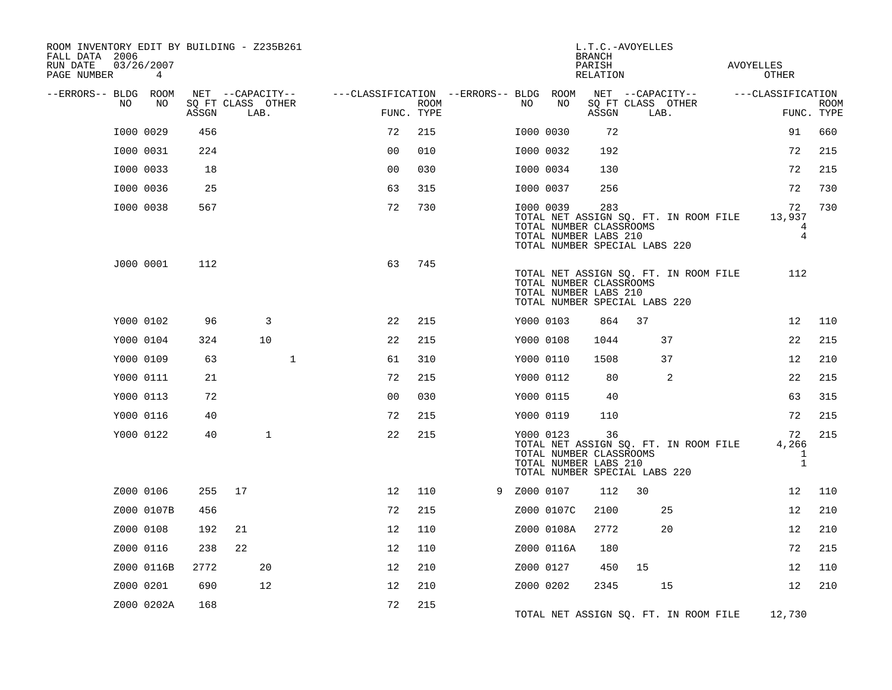ROOM INVENTORY EDIT BY BUILDING - Z235B261
FALL DATA 2006
RUN DATE 03/26/2007

L.T.C.-AVOYELLES
BRANCH
PARISH AVOYELLES
RELATION OTHER

| --ERRORS-- | BLDG NO | ROOM NO | NET SQ FT ASSGN | CAPACITY CLASS | CAPACITY LAB. | CAPACITY OTHER | CLASSIFICATION FUNC. | ROOM TYPE | --ERRORS-- | BLDG NO | ROOM NO | NET SQ FT ASSGN | CAPACITY CLASS | CAPACITY LAB. | CAPACITY OTHER | CLASSIFICATION FUNC. | ROOM TYPE |
|---|---|---|---|---|---|---|---|---|---|---|---|---|---|---|---|---|---|
| | I000 | 0029 | 456 | | | | 72 | 215 | | I000 | 0030 | 72 | | | | 91 | 660 |
| | I000 | 0031 | 224 | | | | 00 | 010 | | I000 | 0032 | 192 | | | | 72 | 215 |
| | I000 | 0033 | 18 | | | | 00 | 030 | | I000 | 0034 | 130 | | | | 72 | 215 |
| | I000 | 0036 | 25 | | | | 63 | 315 | | I000 | 0037 | 256 | | | | 72 | 730 |
| | I000 | 0038 | 567 | | | | 72 | 730 | | I000 | 0039 | 283 | | | | 72 | 730 |

TOTAL NET ASSIGN SQ. FT. IN ROOM FILE 13,937
TOTAL NUMBER CLASSROOMS 4
TOTAL NUMBER LABS 210 4
TOTAL NUMBER SPECIAL LABS 220

| --ERRORS-- | BLDG NO | ROOM NO | NET SQ FT ASSGN | CAPACITY CLASS | CAPACITY LAB. | CAPACITY OTHER | CLASSIFICATION FUNC. | ROOM TYPE |
|---|---|---|---|---|---|---|---|---|
| | J000 | 0001 | 112 | | | | 63 | 745 |

TOTAL NET ASSIGN SQ. FT. IN ROOM FILE 112
TOTAL NUMBER CLASSROOMS
TOTAL NUMBER LABS 210
TOTAL NUMBER SPECIAL LABS 220

| --ERRORS-- | BLDG NO | ROOM NO | NET SQ FT ASSGN | CAPACITY CLASS | CAPACITY LAB. | CAPACITY OTHER | CLASSIFICATION FUNC. | ROOM TYPE | --ERRORS-- | BLDG NO | ROOM NO | NET SQ FT ASSGN | CAPACITY CLASS | CAPACITY LAB. | CAPACITY OTHER | CLASSIFICATION FUNC. | ROOM TYPE |
|---|---|---|---|---|---|---|---|---|---|---|---|---|---|---|---|---|---|
| | Y000 | 0102 | 96 | | 3 | | 22 | 215 | | Y000 | 0103 | 864 | 37 | | | 12 | 110 |
| | Y000 | 0104 | 324 | | 10 | | 22 | 215 | | Y000 | 0108 | 1044 | | 37 | | 22 | 215 |
| | Y000 | 0109 | 63 | | | 1 | 61 | 310 | | Y000 | 0110 | 1508 | | 37 | | 12 | 210 |
| | Y000 | 0111 | 21 | | | | 72 | 215 | | Y000 | 0112 | 80 | | 2 | | 22 | 215 |
| | Y000 | 0113 | 72 | | | | 00 | 030 | | Y000 | 0115 | 40 | | | | 63 | 315 |
| | Y000 | 0116 | 40 | | | | 72 | 215 | | Y000 | 0119 | 110 | | | | 72 | 215 |
| | Y000 | 0122 | 40 | | 1 | | 22 | 215 | | Y000 | 0123 | 36 | | | | 72 | 215 |

TOTAL NET ASSIGN SQ. FT. IN ROOM FILE 4,266
TOTAL NUMBER CLASSROOMS 1
TOTAL NUMBER LABS 210 1
TOTAL NUMBER SPECIAL LABS 220

| --ERRORS-- | BLDG NO | ROOM NO | NET SQ FT ASSGN | CAPACITY CLASS | CAPACITY LAB. | CAPACITY OTHER | CLASSIFICATION FUNC. | ROOM TYPE | --ERRORS-- | BLDG NO | ROOM NO | NET SQ FT ASSGN | CAPACITY CLASS | CAPACITY LAB. | CAPACITY OTHER | CLASSIFICATION FUNC. | ROOM TYPE |
|---|---|---|---|---|---|---|---|---|---|---|---|---|---|---|---|---|---|
| | Z000 | 0106 | 255 | 17 | | | 12 | 110 | 9 | Z000 | 0107 | 112 | 30 | | | 12 | 110 |
| | Z000 | 0107B | 456 | | | | 72 | 215 | | Z000 | 0107C | 2100 | | 25 | | 12 | 210 |
| | Z000 | 0108 | 192 | 21 | | | 12 | 110 | | Z000 | 0108A | 2772 | | 20 | | 12 | 210 |
| | Z000 | 0116 | 238 | 22 | | | 12 | 110 | | Z000 | 0116A | 180 | | | | 72 | 215 |
| | Z000 | 0116B | 2772 | | 20 | | 12 | 210 | | Z000 | 0127 | 450 | 15 | | | 12 | 110 |
| | Z000 | 0201 | 690 | | 12 | | 12 | 210 | | Z000 | 0202 | 2345 | | 15 | | 12 | 210 |
| | Z000 | 0202A | 168 | | | | 72 | 215 | | | | | | | | | |

TOTAL NET ASSIGN SQ. FT. IN ROOM FILE 12,730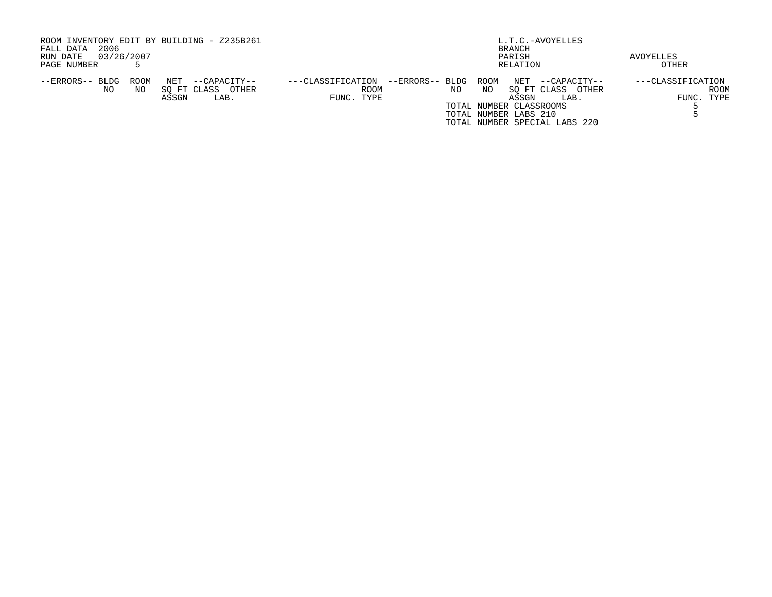ROOM INVENTORY EDIT BY BUILDING - Z235B261
FALL DATA 2006
RUN DATE 03/26/2007
PAGE NUMBER 5

L.T.C.-AVOYELLES
BRANCH
PARISH AVOYELLES
RELATION OTHER

| --ERRORS-- | BLDG NO | ROOM NO | NET SQ FT ASSGN | --CAPACITY-- CLASS | OTHER LAB. | ---CLASSIFICATION FUNC. | ROOM TYPE | --ERRORS-- | BLDG NO | ROOM NO | NET SQ FT ASSGN | --CAPACITY-- CLASS | OTHER LAB. | ---CLASSIFICATION FUNC. | ROOM TYPE |
|---|---|---|---|---|---|---|---|---|---|---|---|---|---|---|---|

TOTAL NUMBER CLASSROOMS 5
TOTAL NUMBER LABS 210 5
TOTAL NUMBER SPECIAL LABS 220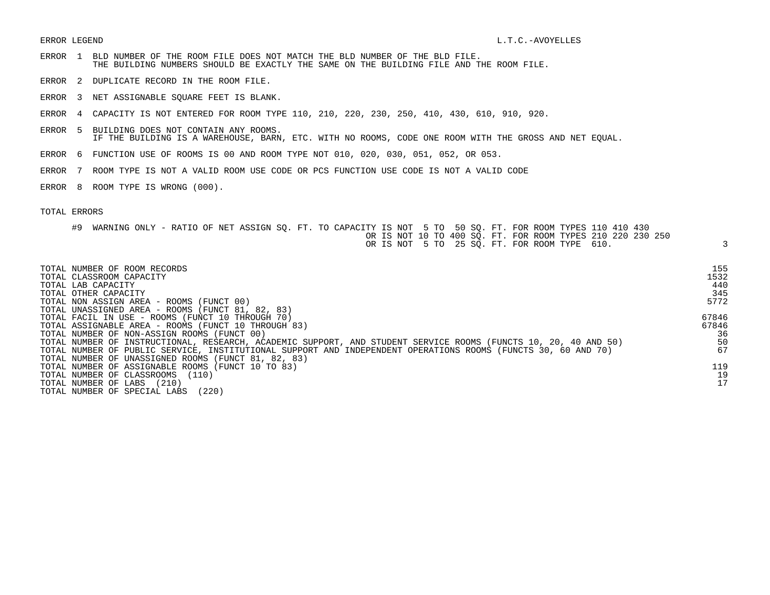# ERROR LEGEND

L.T.C.-AVOYELLES

ERROR 1 BLD NUMBER OF THE ROOM FILE DOES NOT MATCH THE BLD NUMBER OF THE BLD FILE.
THE BUILDING NUMBERS SHOULD BE EXACTLY THE SAME ON THE BUILDING FILE AND THE ROOM FILE.

ERROR 2 DUPLICATE RECORD IN THE ROOM FILE.

ERROR 3 NET ASSIGNABLE SQUARE FEET IS BLANK.

ERROR 4 CAPACITY IS NOT ENTERED FOR ROOM TYPE 110, 210, 220, 230, 250, 410, 430, 610, 910, 920.

ERROR 5 BUILDING DOES NOT CONTAIN ANY ROOMS.
IF THE BUILDING IS A WAREHOUSE, BARN, ETC. WITH NO ROOMS, CODE ONE ROOM WITH THE GROSS AND NET EQUAL.

ERROR 6 FUNCTION USE OF ROOMS IS 00 AND ROOM TYPE NOT 010, 020, 030, 051, 052, OR 053.

ERROR 7 ROOM TYPE IS NOT A VALID ROOM USE CODE OR PCS FUNCTION USE CODE IS NOT A VALID CODE

ERROR 8 ROOM TYPE IS WRONG (000).

TOTAL ERRORS

| | |
|---|---|
| #9 WARNING ONLY - RATIO OF NET ASSIGN SQ. FT. TO CAPACITY IS NOT 5 TO 50 SQ. FT. FOR ROOM TYPES 110 410 430 OR IS NOT 10 TO 400 SQ. FT. FOR ROOM TYPES 210 220 230 250 OR IS NOT 5 TO 25 SQ. FT. FOR ROOM TYPE 610. | 3 |

| | |
|---|---|
| TOTAL NUMBER OF ROOM RECORDS | 155 |
| TOTAL CLASSROOM CAPACITY | 1532 |
| TOTAL LAB CAPACITY | 440 |
| TOTAL OTHER CAPACITY | 345 |
| TOTAL NON ASSIGN AREA - ROOMS (FUNCT 00) | 5772 |
| TOTAL UNASSIGNED AREA - ROOMS (FUNCT 81, 82, 83) | |
| TOTAL FACIL IN USE - ROOMS (FUNCT 10 THROUGH 70) | 67846 |
| TOTAL ASSIGNABLE AREA - ROOMS (FUNCT 10 THROUGH 83) | 67846 |
| TOTAL NUMBER OF NON-ASSIGN ROOMS (FUNCT 00) | 36 |
| TOTAL NUMBER OF INSTRUCTIONAL, RESEARCH, ACADEMIC SUPPORT, AND STUDENT SERVICE ROOMS (FUNCTS 10, 20, 40 AND 50) | 50 |
| TOTAL NUMBER OF PUBLIC SERVICE, INSTITUTIONAL SUPPORT AND INDEPENDENT OPERATIONS ROOMS (FUNCTS 30, 60 AND 70) | 67 |
| TOTAL NUMBER OF UNASSIGNED ROOMS (FUNCT 81, 82, 83) | |
| TOTAL NUMBER OF ASSIGNABLE ROOMS (FUNCT 10 TO 83) | 119 |
| TOTAL NUMBER OF CLASSROOMS (110) | 19 |
| TOTAL NUMBER OF LABS (210) | 17 |
| TOTAL NUMBER OF SPECIAL LABS (220) | |